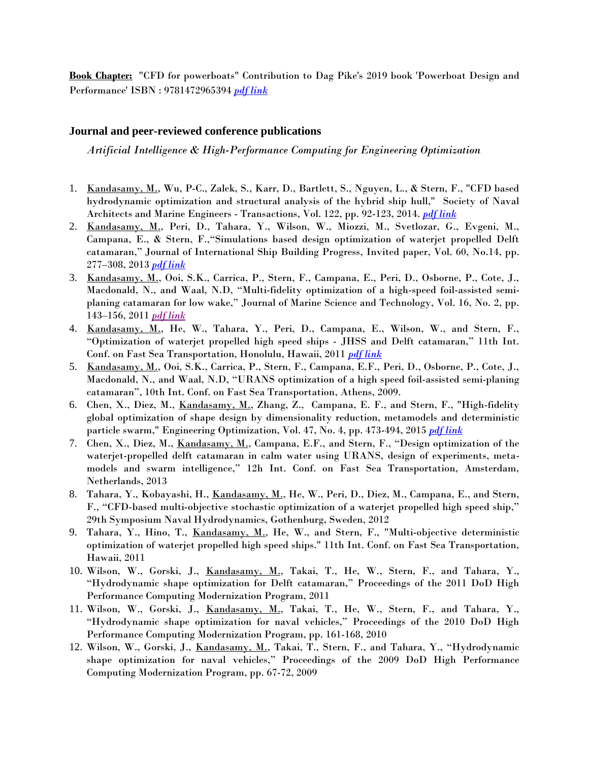**Book Chapter:** "CFD for powerboats" Contribution to Dag Pike's 2019 book 'Powerboat Design and Performance' ISBN : 9781472965394 *pdf link*

## Journal and peer-reviewed conference publications

*Artificial Intelligence & High-Performance Computing for Engineering Optimization*

1. Kandasamy, M., Wu, P-C., Zalek, S., Karr, D., Bartlett, S., Nguyen, L., & Stern, F., "CFD based hydrodynamic optimization and structural analysis of the hybrid ship hull," Society of Naval Architects and Marine Engineers - Transactions, Vol. 122, pp. 92-123, 2014. *pdf link*
2. Kandasamy, M., Peri, D., Tahara, Y., Wilson, W., Miozzi, M., Svetlozar, G., Evgeni, M., Campana, E., & Stern, F.,"Simulations based design optimization of waterjet propelled Delft catamaran," Journal of International Ship Building Progress, Invited paper, Vol. 60, No.14, pp. 277–308, 2013 *pdf link*
3. Kandasamy, M., Ooi, S.K., Carrica, P., Stern, F., Campana, E., Peri, D., Osborne, P., Cote, J., Macdonald, N., and Waal, N.D, "Multi-fidelity optimization of a high-speed foil-assisted semi-planing catamaran for low wake," Journal of Marine Science and Technology, Vol. 16, No. 2, pp. 143–156, 2011 *pdf link*
4. Kandasamy, M., He, W., Tahara, Y., Peri, D., Campana, E., Wilson, W., and Stern, F., "Optimization of waterjet propelled high speed ships - JHSS and Delft catamaran," 11th Int. Conf. on Fast Sea Transportation, Honolulu, Hawaii, 2011 *pdf link*
5. Kandasamy, M., Ooi, S.K., Carrica, P., Stern, F., Campana, E.F., Peri, D., Osborne, P., Cote, J., Macdonald, N., and Waal, N.D, "URANS optimization of a high speed foil-assisted semi-planing catamaran", 10th Int. Conf. on Fast Sea Transportation, Athens, 2009.
6. Chen, X., Diez, M., Kandasamy, M., Zhang, Z., Campana, E. F., and Stern, F., "High-fidelity global optimization of shape design by dimensionality reduction, metamodels and deterministic particle swarm," Engineering Optimization, Vol. 47, No. 4, pp. 473-494, 2015 *pdf link*
7. Chen, X., Diez, M., Kandasamy, M., Campana, E.F., and Stern, F., "Design optimization of the waterjet-propelled delft catamaran in calm water using URANS, design of experiments, meta-models and swarm intelligence," 12h Int. Conf. on Fast Sea Transportation, Amsterdam, Netherlands, 2013
8. Tahara, Y., Kobayashi, H., Kandasamy, M., He, W., Peri, D., Diez, M., Campana, E., and Stern, F., "CFD-based multi-objective stochastic optimization of a waterjet propelled high speed ship," 29th Symposium Naval Hydrodynamics, Gothenburg, Sweden, 2012
9. Tahara, Y., Hino, T., Kandasamy, M., He, W., and Stern, F., "Multi-objective deterministic optimization of waterjet propelled high speed ships." 11th Int. Conf. on Fast Sea Transportation, Hawaii, 2011
10. Wilson, W., Gorski, J., Kandasamy, M., Takai, T., He, W., Stern, F., and Tahara, Y., "Hydrodynamic shape optimization for Delft catamaran," Proceedings of the 2011 DoD High Performance Computing Modernization Program, 2011
11. Wilson, W., Gorski, J., Kandasamy, M., Takai, T., He, W., Stern, F., and Tahara, Y., "Hydrodynamic shape optimization for naval vehicles," Proceedings of the 2010 DoD High Performance Computing Modernization Program, pp. 161-168, 2010
12. Wilson, W., Gorski, J., Kandasamy, M., Takai, T., Stern, F., and Tahara, Y., "Hydrodynamic shape optimization for naval vehicles," Proceedings of the 2009 DoD High Performance Computing Modernization Program, pp. 67-72, 2009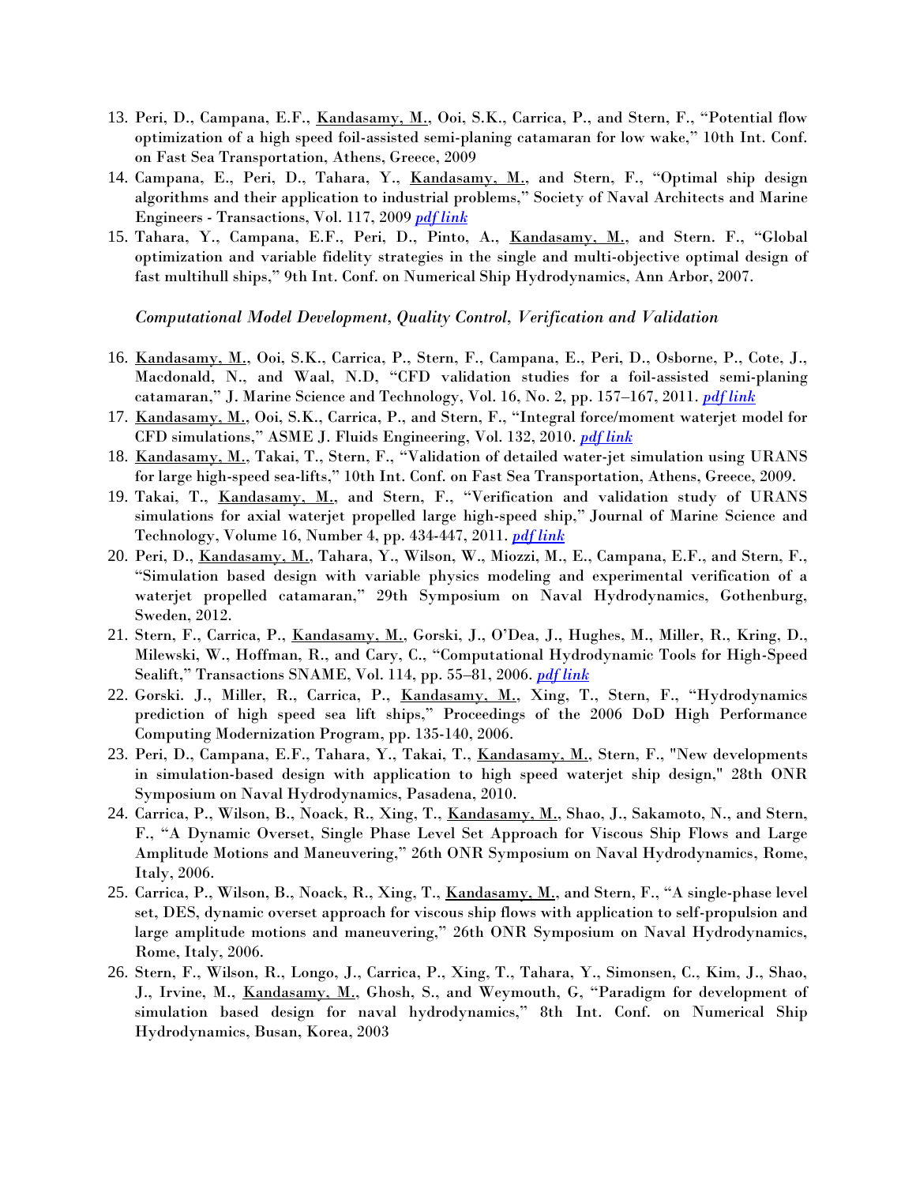13. Peri, D., Campana, E.F., Kandasamy, M., Ooi, S.K., Carrica, P., and Stern, F., "Potential flow optimization of a high speed foil-assisted semi-planing catamaran for low wake," 10th Int. Conf. on Fast Sea Transportation, Athens, Greece, 2009
14. Campana, E., Peri, D., Tahara, Y., Kandasamy, M., and Stern, F., "Optimal ship design algorithms and their application to industrial problems," Society of Naval Architects and Marine Engineers - Transactions, Vol. 117, 2009 *pdf link*
15. Tahara, Y., Campana, E.F., Peri, D., Pinto, A., Kandasamy, M., and Stern. F., "Global optimization and variable fidelity strategies in the single and multi-objective optimal design of fast multihull ships," 9th Int. Conf. on Numerical Ship Hydrodynamics, Ann Arbor, 2007.

*Computational Model Development, Quality Control, Verification and Validation*

16. Kandasamy, M., Ooi, S.K., Carrica, P., Stern, F., Campana, E., Peri, D., Osborne, P., Cote, J., Macdonald, N., and Waal, N.D, "CFD validation studies for a foil-assisted semi-planing catamaran," J. Marine Science and Technology, Vol. 16, No. 2, pp. 157–167, 2011. *pdf link*
17. Kandasamy, M., Ooi, S.K., Carrica, P., and Stern, F., "Integral force/moment waterjet model for CFD simulations," ASME J. Fluids Engineering, Vol. 132, 2010. *pdf link*
18. Kandasamy, M., Takai, T., Stern, F., "Validation of detailed water-jet simulation using URANS for large high-speed sea-lifts," 10th Int. Conf. on Fast Sea Transportation, Athens, Greece, 2009.
19. Takai, T., Kandasamy, M., and Stern, F., "Verification and validation study of URANS simulations for axial waterjet propelled large high-speed ship," Journal of Marine Science and Technology, Volume 16, Number 4, pp. 434-447, 2011. *pdf link*
20. Peri, D., Kandasamy, M., Tahara, Y., Wilson, W., Miozzi, M., E., Campana, E.F., and Stern, F., "Simulation based design with variable physics modeling and experimental verification of a waterjet propelled catamaran," 29th Symposium on Naval Hydrodynamics, Gothenburg, Sweden, 2012.
21. Stern, F., Carrica, P., Kandasamy, M., Gorski, J., O'Dea, J., Hughes, M., Miller, R., Kring, D., Milewski, W., Hoffman, R., and Cary, C., "Computational Hydrodynamic Tools for High-Speed Sealift," Transactions SNAME, Vol. 114, pp. 55–81, 2006. *pdf link*
22. Gorski. J., Miller, R., Carrica, P., Kandasamy, M., Xing, T., Stern, F., "Hydrodynamics prediction of high speed sea lift ships," Proceedings of the 2006 DoD High Performance Computing Modernization Program, pp. 135-140, 2006.
23. Peri, D., Campana, E.F., Tahara, Y., Takai, T., Kandasamy, M., Stern, F., "New developments in simulation-based design with application to high speed waterjet ship design," 28th ONR Symposium on Naval Hydrodynamics, Pasadena, 2010.
24. Carrica, P., Wilson, B., Noack, R., Xing, T., Kandasamy, M., Shao, J., Sakamoto, N., and Stern, F., "A Dynamic Overset, Single Phase Level Set Approach for Viscous Ship Flows and Large Amplitude Motions and Maneuvering," 26th ONR Symposium on Naval Hydrodynamics, Rome, Italy, 2006.
25. Carrica, P., Wilson, B., Noack, R., Xing, T., Kandasamy, M., and Stern, F., "A single-phase level set, DES, dynamic overset approach for viscous ship flows with application to self-propulsion and large amplitude motions and maneuvering," 26th ONR Symposium on Naval Hydrodynamics, Rome, Italy, 2006.
26. Stern, F., Wilson, R., Longo, J., Carrica, P., Xing, T., Tahara, Y., Simonsen, C., Kim, J., Shao, J., Irvine, M., Kandasamy, M., Ghosh, S., and Weymouth, G, "Paradigm for development of simulation based design for naval hydrodynamics," 8th Int. Conf. on Numerical Ship Hydrodynamics, Busan, Korea, 2003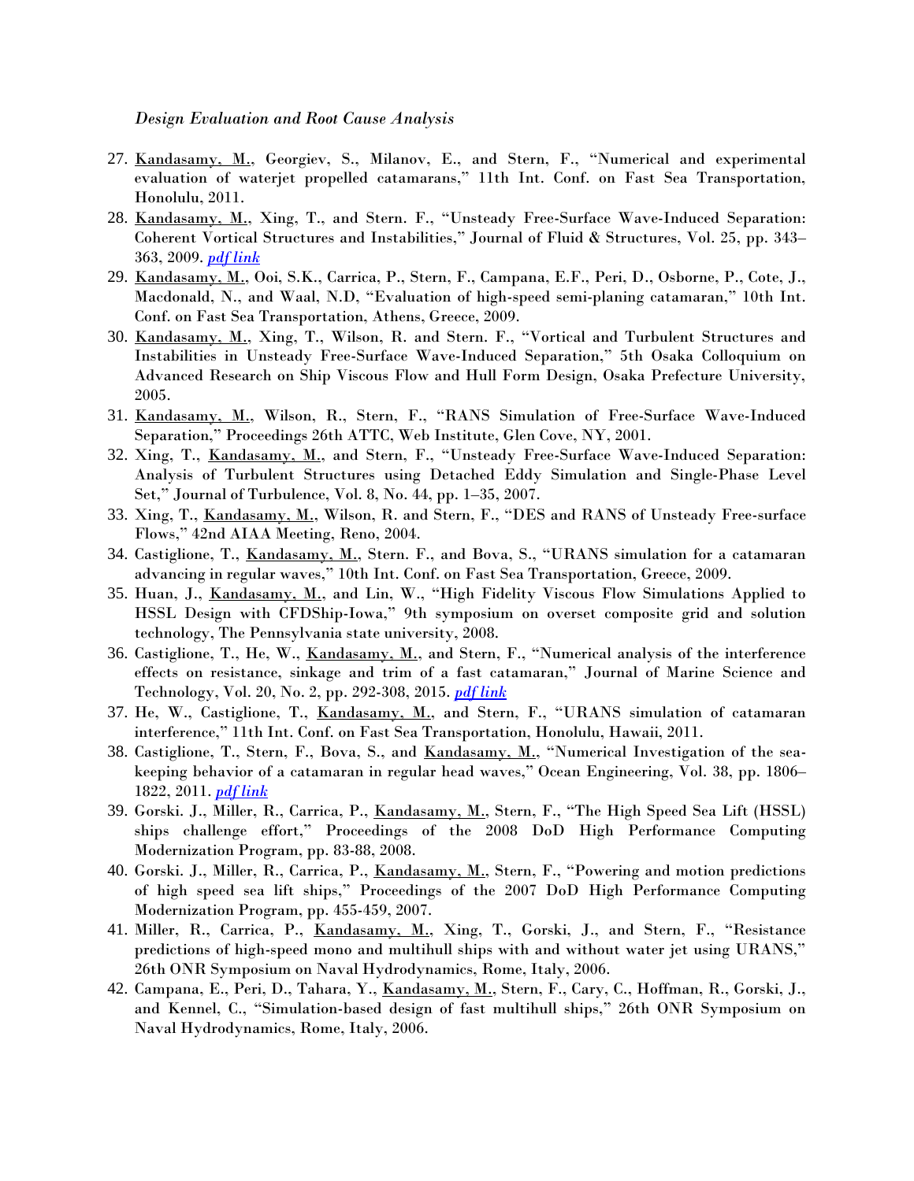*Design Evaluation and Root Cause Analysis*

27. Kandasamy, M., Georgiev, S., Milanov, E., and Stern, F., "Numerical and experimental evaluation of waterjet propelled catamarans," 11th Int. Conf. on Fast Sea Transportation, Honolulu, 2011.
28. Kandasamy, M., Xing, T., and Stern. F., "Unsteady Free-Surface Wave-Induced Separation: Coherent Vortical Structures and Instabilities," Journal of Fluid & Structures, Vol. 25, pp. 343–363, 2009. *pdf link*
29. Kandasamy, M., Ooi, S.K., Carrica, P., Stern, F., Campana, E.F., Peri, D., Osborne, P., Cote, J., Macdonald, N., and Waal, N.D, "Evaluation of high-speed semi-planing catamaran," 10th Int. Conf. on Fast Sea Transportation, Athens, Greece, 2009.
30. Kandasamy, M., Xing, T., Wilson, R. and Stern. F., "Vortical and Turbulent Structures and Instabilities in Unsteady Free-Surface Wave-Induced Separation," 5th Osaka Colloquium on Advanced Research on Ship Viscous Flow and Hull Form Design, Osaka Prefecture University, 2005.
31. Kandasamy, M., Wilson, R., Stern, F., "RANS Simulation of Free-Surface Wave-Induced Separation," Proceedings 26th ATTC, Web Institute, Glen Cove, NY, 2001.
32. Xing, T., Kandasamy, M., and Stern, F., "Unsteady Free-Surface Wave-Induced Separation: Analysis of Turbulent Structures using Detached Eddy Simulation and Single-Phase Level Set," Journal of Turbulence, Vol. 8, No. 44, pp. 1–35, 2007.
33. Xing, T., Kandasamy, M., Wilson, R. and Stern, F., "DES and RANS of Unsteady Free-surface Flows," 42nd AIAA Meeting, Reno, 2004.
34. Castiglione, T., Kandasamy, M., Stern. F., and Bova, S., "URANS simulation for a catamaran advancing in regular waves," 10th Int. Conf. on Fast Sea Transportation, Greece, 2009.
35. Huan, J., Kandasamy, M., and Lin, W., "High Fidelity Viscous Flow Simulations Applied to HSSL Design with CFDShip-Iowa," 9th symposium on overset composite grid and solution technology, The Pennsylvania state university, 2008.
36. Castiglione, T., He, W., Kandasamy, M., and Stern, F., "Numerical analysis of the interference effects on resistance, sinkage and trim of a fast catamaran," Journal of Marine Science and Technology, Vol. 20, No. 2, pp. 292-308, 2015. *pdf link*
37. He, W., Castiglione, T., Kandasamy, M., and Stern, F., "URANS simulation of catamaran interference," 11th Int. Conf. on Fast Sea Transportation, Honolulu, Hawaii, 2011.
38. Castiglione, T., Stern, F., Bova, S., and Kandasamy, M., "Numerical Investigation of the sea-keeping behavior of a catamaran in regular head waves," Ocean Engineering, Vol. 38, pp. 1806–1822, 2011. *pdf link*
39. Gorski. J., Miller, R., Carrica, P., Kandasamy, M., Stern, F., "The High Speed Sea Lift (HSSL) ships challenge effort," Proceedings of the 2008 DoD High Performance Computing Modernization Program, pp. 83-88, 2008.
40. Gorski. J., Miller, R., Carrica, P., Kandasamy, M., Stern, F., "Powering and motion predictions of high speed sea lift ships," Proceedings of the 2007 DoD High Performance Computing Modernization Program, pp. 455-459, 2007.
41. Miller, R., Carrica, P., Kandasamy, M., Xing, T., Gorski, J., and Stern, F., "Resistance predictions of high-speed mono and multihull ships with and without water jet using URANS," 26th ONR Symposium on Naval Hydrodynamics, Rome, Italy, 2006.
42. Campana, E., Peri, D., Tahara, Y., Kandasamy, M., Stern, F., Cary, C., Hoffman, R., Gorski, J., and Kennel, C., "Simulation-based design of fast multihull ships," 26th ONR Symposium on Naval Hydrodynamics, Rome, Italy, 2006.